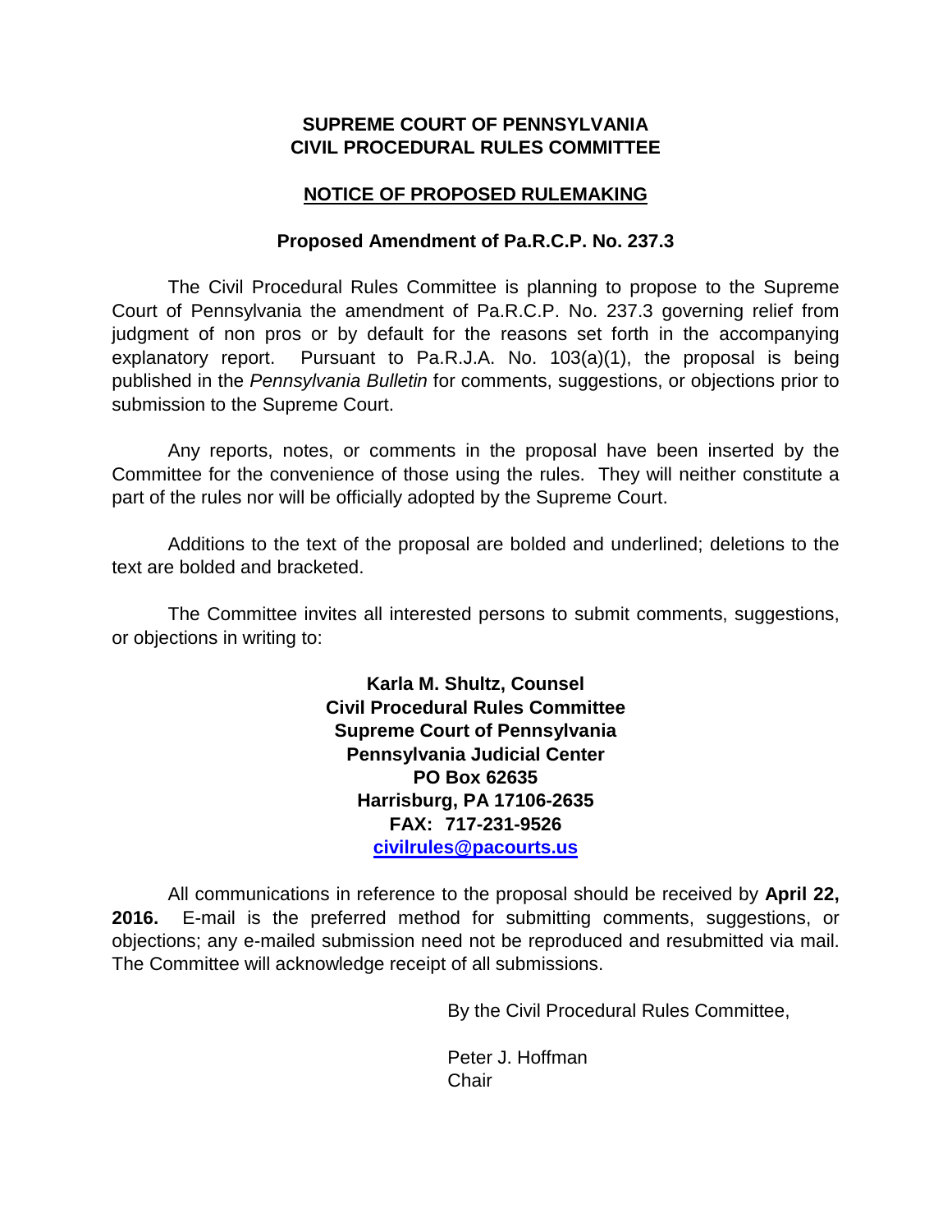**SUPREME COURT OF PENNSYLVANIA**
**CIVIL PROCEDURAL RULES COMMITTEE**

**NOTICE OF PROPOSED RULEMAKING**

**Proposed Amendment of Pa.R.C.P. No. 237.3**

The Civil Procedural Rules Committee is planning to propose to the Supreme Court of Pennsylvania the amendment of Pa.R.C.P. No. 237.3 governing relief from judgment of non pros or by default for the reasons set forth in the accompanying explanatory report. Pursuant to Pa.R.J.A. No. 103(a)(1), the proposal is being published in the *Pennsylvania Bulletin* for comments, suggestions, or objections prior to submission to the Supreme Court.

Any reports, notes, or comments in the proposal have been inserted by the Committee for the convenience of those using the rules. They will neither constitute a part of the rules nor will be officially adopted by the Supreme Court.

Additions to the text of the proposal are bolded and underlined; deletions to the text are bolded and bracketed.

The Committee invites all interested persons to submit comments, suggestions, or objections in writing to:

**Karla M. Shultz, Counsel**
**Civil Procedural Rules Committee**
**Supreme Court of Pennsylvania**
**Pennsylvania Judicial Center**
**PO Box 62635**
**Harrisburg, PA 17106-2635**
**FAX: 717-231-9526**
**civilrules@pacourts.us**

All communications in reference to the proposal should be received by **April 22, 2016.** E-mail is the preferred method for submitting comments, suggestions, or objections; any e-mailed submission need not be reproduced and resubmitted via mail. The Committee will acknowledge receipt of all submissions.

By the Civil Procedural Rules Committee,

Peter J. Hoffman
Chair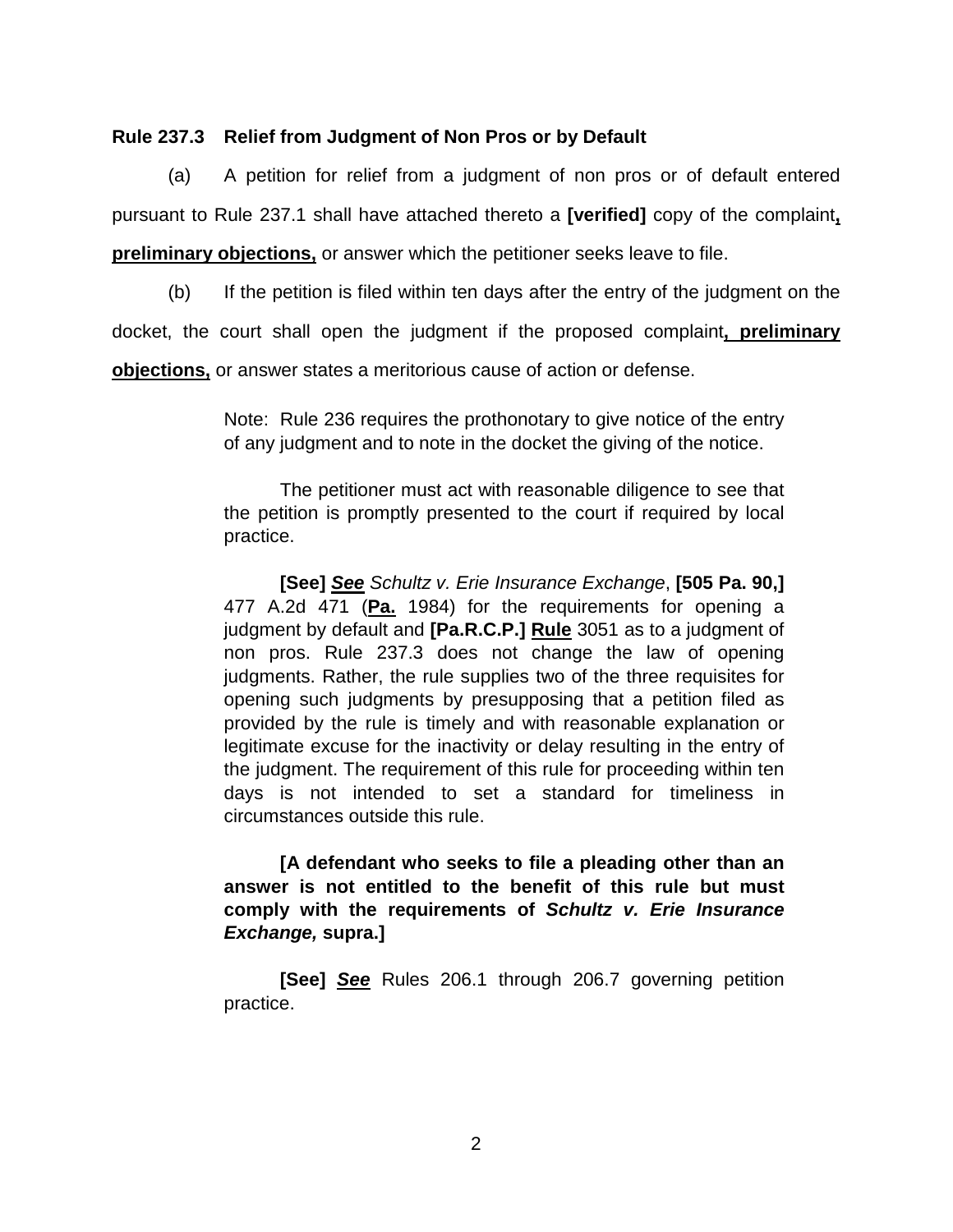**Rule 237.3 Relief from Judgment of Non Pros or by Default**

(a) A petition for relief from a judgment of non pros or of default entered pursuant to Rule 237.1 shall have attached thereto a **[verified]** copy of the complaint**, preliminary objections,** or answer which the petitioner seeks leave to file.

(b) If the petition is filed within ten days after the entry of the judgment on the docket, the court shall open the judgment if the proposed complaint**, preliminary objections,** or answer states a meritorious cause of action or defense.

> Note: Rule 236 requires the prothonotary to give notice of the entry of any judgment and to note in the docket the giving of the notice.
>
> The petitioner must act with reasonable diligence to see that the petition is promptly presented to the court if required by local practice.
>
> **[See]** ***See*** *Schultz v. Erie Insurance Exchange*, **[505 Pa. 90,]** 477 A.2d 471 (**Pa.** 1984) for the requirements for opening a judgment by default and **[Pa.R.C.P.]** **Rule** 3051 as to a judgment of non pros. Rule 237.3 does not change the law of opening judgments. Rather, the rule supplies two of the three requisites for opening such judgments by presupposing that a petition filed as provided by the rule is timely and with reasonable explanation or legitimate excuse for the inactivity or delay resulting in the entry of the judgment. The requirement of this rule for proceeding within ten days is not intended to set a standard for timeliness in circumstances outside this rule.
>
> **[A defendant who seeks to file a pleading other than an answer is not entitled to the benefit of this rule but must comply with the requirements of *Schultz v. Erie Insurance Exchange,* supra.]**
>
> **[See]** ***See*** Rules 206.1 through 206.7 governing petition practice.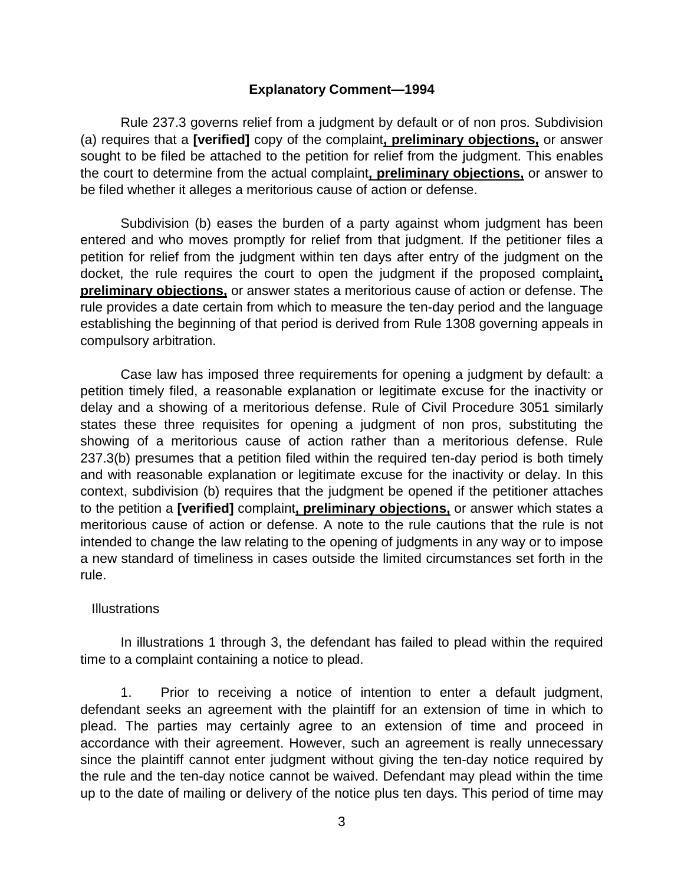**Explanatory Comment—1994**

Rule 237.3 governs relief from a judgment by default or of non pros. Subdivision (a) requires that a **[verified]** copy of the complaint**, preliminary objections,** or answer sought to be filed be attached to the petition for relief from the judgment. This enables the court to determine from the actual complaint**, preliminary objections,** or answer to be filed whether it alleges a meritorious cause of action or defense.

Subdivision (b) eases the burden of a party against whom judgment has been entered and who moves promptly for relief from that judgment. If the petitioner files a petition for relief from the judgment within ten days after entry of the judgment on the docket, the rule requires the court to open the judgment if the proposed complaint**, preliminary objections,** or answer states a meritorious cause of action or defense. The rule provides a date certain from which to measure the ten-day period and the language establishing the beginning of that period is derived from Rule 1308 governing appeals in compulsory arbitration.

Case law has imposed three requirements for opening a judgment by default: a petition timely filed, a reasonable explanation or legitimate excuse for the inactivity or delay and a showing of a meritorious defense. Rule of Civil Procedure 3051 similarly states these three requisites for opening a judgment of non pros, substituting the showing of a meritorious cause of action rather than a meritorious defense. Rule 237.3(b) presumes that a petition filed within the required ten-day period is both timely and with reasonable explanation or legitimate excuse for the inactivity or delay. In this context, subdivision (b) requires that the judgment be opened if the petitioner attaches to the petition a **[verified]** complaint**, preliminary objections,** or answer which states a meritorious cause of action or defense. A note to the rule cautions that the rule is not intended to change the law relating to the opening of judgments in any way or to impose a new standard of timeliness in cases outside the limited circumstances set forth in the rule.

Illustrations

In illustrations 1 through 3, the defendant has failed to plead within the required time to a complaint containing a notice to plead.

1. Prior to receiving a notice of intention to enter a default judgment, defendant seeks an agreement with the plaintiff for an extension of time in which to plead. The parties may certainly agree to an extension of time and proceed in accordance with their agreement. However, such an agreement is really unnecessary since the plaintiff cannot enter judgment without giving the ten-day notice required by the rule and the ten-day notice cannot be waived. Defendant may plead within the time up to the date of mailing or delivery of the notice plus ten days. This period of time may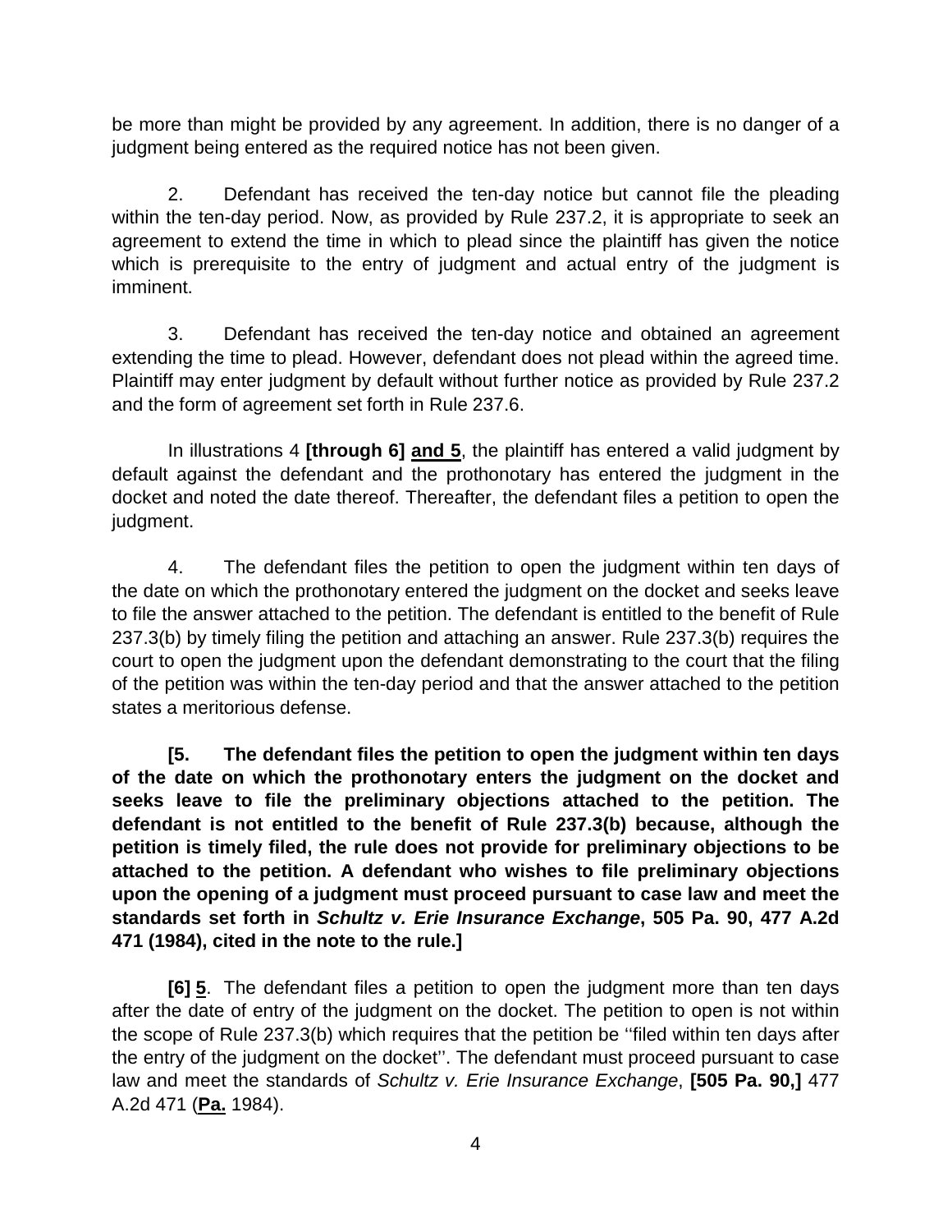be more than might be provided by any agreement. In addition, there is no danger of a judgment being entered as the required notice has not been given.

2. Defendant has received the ten-day notice but cannot file the pleading within the ten-day period. Now, as provided by Rule 237.2, it is appropriate to seek an agreement to extend the time in which to plead since the plaintiff has given the notice which is prerequisite to the entry of judgment and actual entry of the judgment is imminent.

3. Defendant has received the ten-day notice and obtained an agreement extending the time to plead. However, defendant does not plead within the agreed time. Plaintiff may enter judgment by default without further notice as provided by Rule 237.2 and the form of agreement set forth in Rule 237.6.

In illustrations 4 **[through 6]** **<u>and 5</u>**, the plaintiff has entered a valid judgment by default against the defendant and the prothonotary has entered the judgment in the docket and noted the date thereof. Thereafter, the defendant files a petition to open the judgment.

4. The defendant files the petition to open the judgment within ten days of the date on which the prothonotary entered the judgment on the docket and seeks leave to file the answer attached to the petition. The defendant is entitled to the benefit of Rule 237.3(b) by timely filing the petition and attaching an answer. Rule 237.3(b) requires the court to open the judgment upon the defendant demonstrating to the court that the filing of the petition was within the ten-day period and that the answer attached to the petition states a meritorious defense.

**[5. The defendant files the petition to open the judgment within ten days of the date on which the prothonotary enters the judgment on the docket and seeks leave to file the preliminary objections attached to the petition. The defendant is not entitled to the benefit of Rule 237.3(b) because, although the petition is timely filed, the rule does not provide for preliminary objections to be attached to the petition. A defendant who wishes to file preliminary objections upon the opening of a judgment must proceed pursuant to case law and meet the standards set forth in *Schultz v. Erie Insurance Exchange*, 505 Pa. 90, 477 A.2d 471 (1984), cited in the note to the rule.]**

**[6]** **<u>5</u>**. The defendant files a petition to open the judgment more than ten days after the date of entry of the judgment on the docket. The petition to open is not within the scope of Rule 237.3(b) which requires that the petition be ''filed within ten days after the entry of the judgment on the docket''. The defendant must proceed pursuant to case law and meet the standards of *Schultz v. Erie Insurance Exchange*, **[505 Pa. 90,]** 477 A.2d 471 (**<u>Pa.</u>** 1984).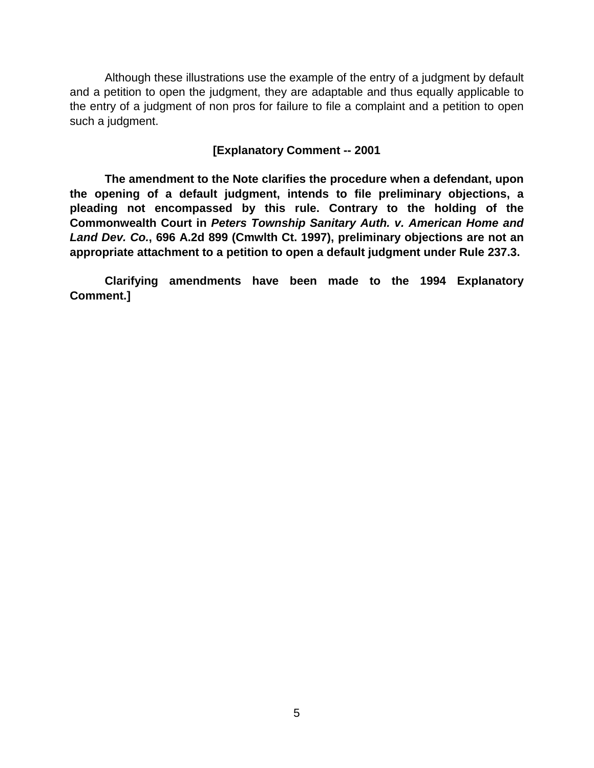Although these illustrations use the example of the entry of a judgment by default and a petition to open the judgment, they are adaptable and thus equally applicable to the entry of a judgment of non pros for failure to file a complaint and a petition to open such a judgment.

**[Explanatory Comment -- 2001**

**The amendment to the Note clarifies the procedure when a defendant, upon the opening of a default judgment, intends to file preliminary objections, a pleading not encompassed by this rule. Contrary to the holding of the Commonwealth Court in *Peters Township Sanitary Auth. v. American Home and Land Dev. Co.*, 696 A.2d 899 (Cmwlth Ct. 1997), preliminary objections are not an appropriate attachment to a petition to open a default judgment under Rule 237.3.**

**Clarifying amendments have been made to the 1994 Explanatory Comment.]**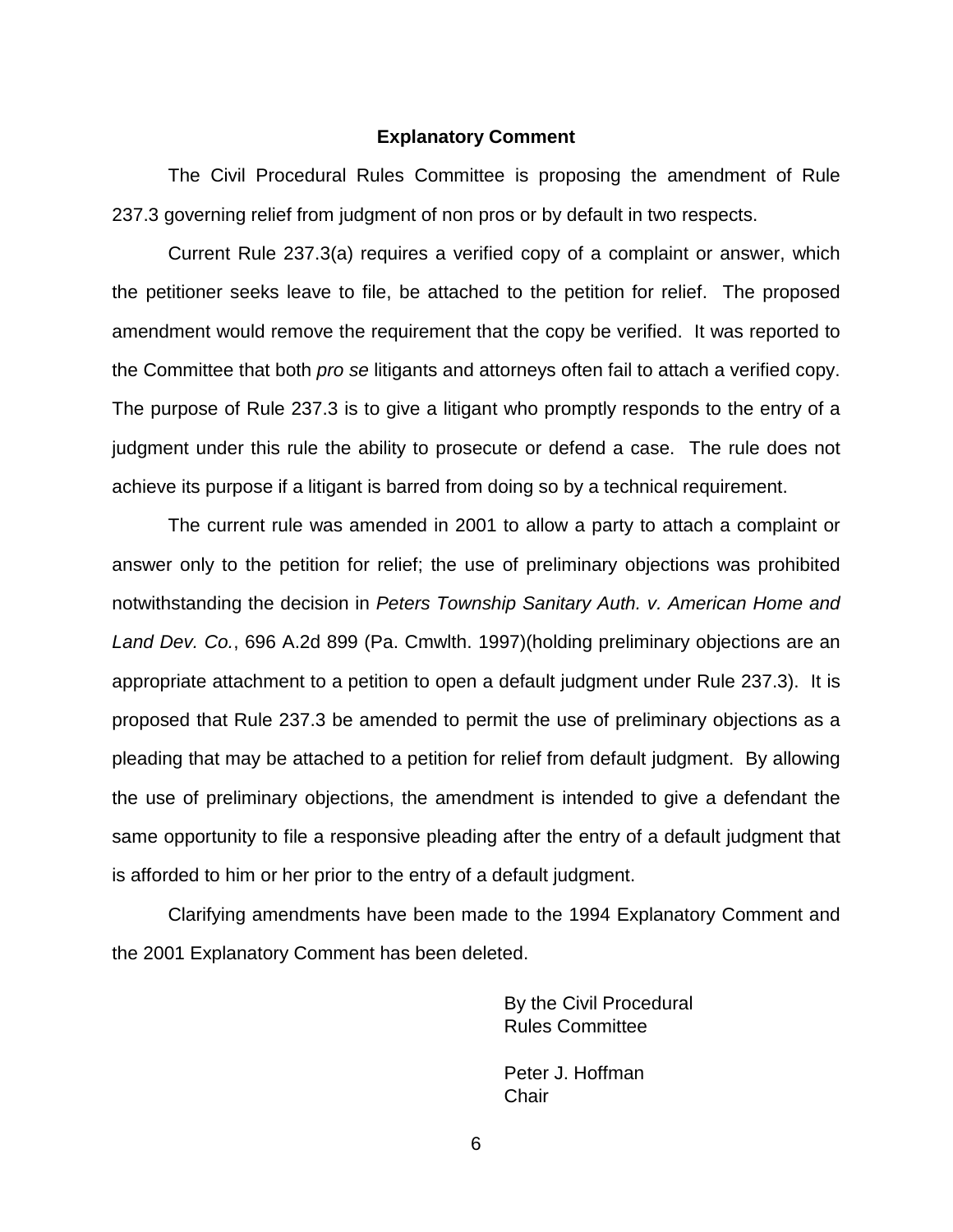### Explanatory Comment

The Civil Procedural Rules Committee is proposing the amendment of Rule 237.3 governing relief from judgment of non pros or by default in two respects.

Current Rule 237.3(a) requires a verified copy of a complaint or answer, which the petitioner seeks leave to file, be attached to the petition for relief. The proposed amendment would remove the requirement that the copy be verified. It was reported to the Committee that both *pro se* litigants and attorneys often fail to attach a verified copy. The purpose of Rule 237.3 is to give a litigant who promptly responds to the entry of a judgment under this rule the ability to prosecute or defend a case. The rule does not achieve its purpose if a litigant is barred from doing so by a technical requirement.

The current rule was amended in 2001 to allow a party to attach a complaint or answer only to the petition for relief; the use of preliminary objections was prohibited notwithstanding the decision in *Peters Township Sanitary Auth. v. American Home and Land Dev. Co.*, 696 A.2d 899 (Pa. Cmwlth. 1997)(holding preliminary objections are an appropriate attachment to a petition to open a default judgment under Rule 237.3). It is proposed that Rule 237.3 be amended to permit the use of preliminary objections as a pleading that may be attached to a petition for relief from default judgment. By allowing the use of preliminary objections, the amendment is intended to give a defendant the same opportunity to file a responsive pleading after the entry of a default judgment that is afforded to him or her prior to the entry of a default judgment.

Clarifying amendments have been made to the 1994 Explanatory Comment and the 2001 Explanatory Comment has been deleted.

By the Civil Procedural
Rules Committee

Peter J. Hoffman
Chair